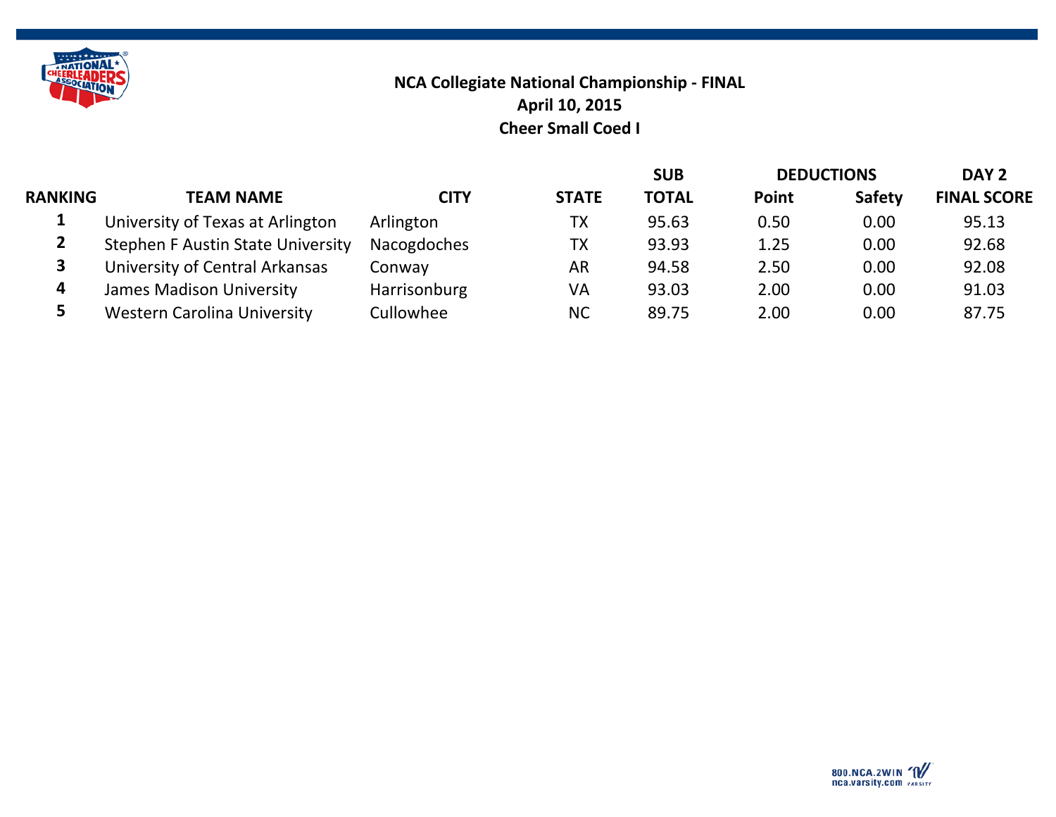# NCA Collegiate National Championship - FINAL

**April 10, 2015**

**Cheer Small Coed I**

| RANKING | TEAM NAME | CITY | STATE | SUB TOTAL | DEDUCTIONS Point | DEDUCTIONS Safety | DAY 2 FINAL SCORE |
|---|---|---|---|---|---|---|---|
| 1 | University of Texas at Arlington | Arlington | TX | 95.63 | 0.50 | 0.00 | 95.13 |
| 2 | Stephen F Austin State University | Nacogdoches | TX | 93.93 | 1.25 | 0.00 | 92.68 |
| 3 | University of Central Arkansas | Conway | AR | 94.58 | 2.50 | 0.00 | 92.08 |
| 4 | James Madison University | Harrisonburg | VA | 93.03 | 2.00 | 0.00 | 91.03 |
| 5 | Western Carolina University | Cullowhee | NC | 89.75 | 2.00 | 0.00 | 87.75 |

800.NCA.2WIN
nca.varsity.com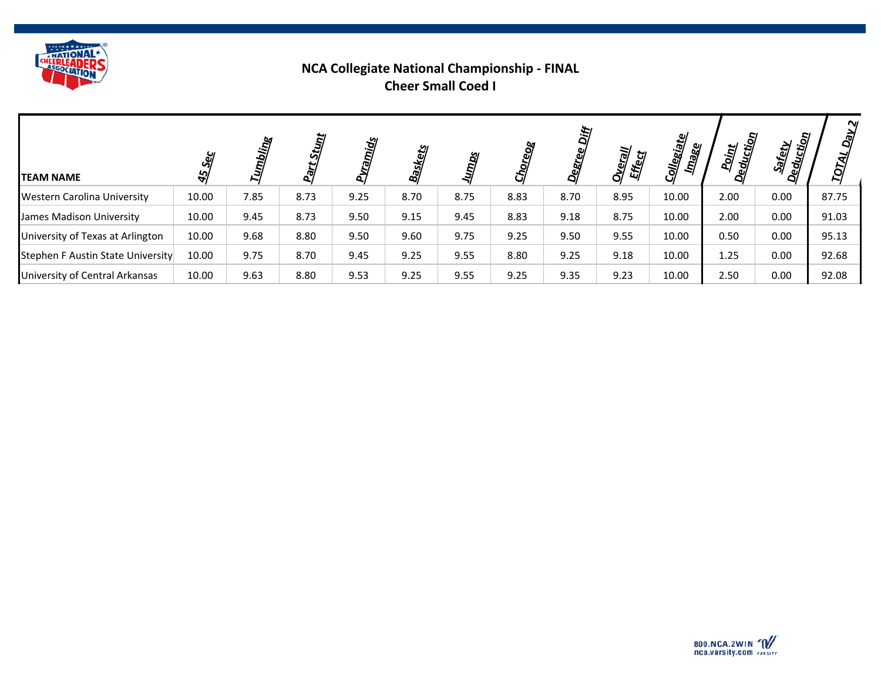# NCA Collegiate National Championship - FINAL

## Cheer Small Coed I

| TEAM NAME | 45 Sec | Tumbling | Part Stunt | Pyramids | Baskets | Jumps | Choreog | Degree Diff | Overall Effect | Collegiate Image | Point Deduction | Safety Deduction | TOTAL Day 2 |
|---|---|---|---|---|---|---|---|---|---|---|---|---|---|
| Western Carolina University | 10.00 | 7.85 | 8.73 | 9.25 | 8.70 | 8.75 | 8.83 | 8.70 | 8.95 | 10.00 | 2.00 | 0.00 | 87.75 |
| James Madison University | 10.00 | 9.45 | 8.73 | 9.50 | 9.15 | 9.45 | 8.83 | 9.18 | 8.75 | 10.00 | 2.00 | 0.00 | 91.03 |
| University of Texas at Arlington | 10.00 | 9.68 | 8.80 | 9.50 | 9.60 | 9.75 | 9.25 | 9.50 | 9.55 | 10.00 | 0.50 | 0.00 | 95.13 |
| Stephen F Austin State University | 10.00 | 9.75 | 8.70 | 9.45 | 9.25 | 9.55 | 8.80 | 9.25 | 9.18 | 10.00 | 1.25 | 0.00 | 92.68 |
| University of Central Arkansas | 10.00 | 9.63 | 8.80 | 9.53 | 9.25 | 9.55 | 9.25 | 9.35 | 9.23 | 10.00 | 2.50 | 0.00 | 92.08 |

800.NCA.2WIN
nca.varsity.com